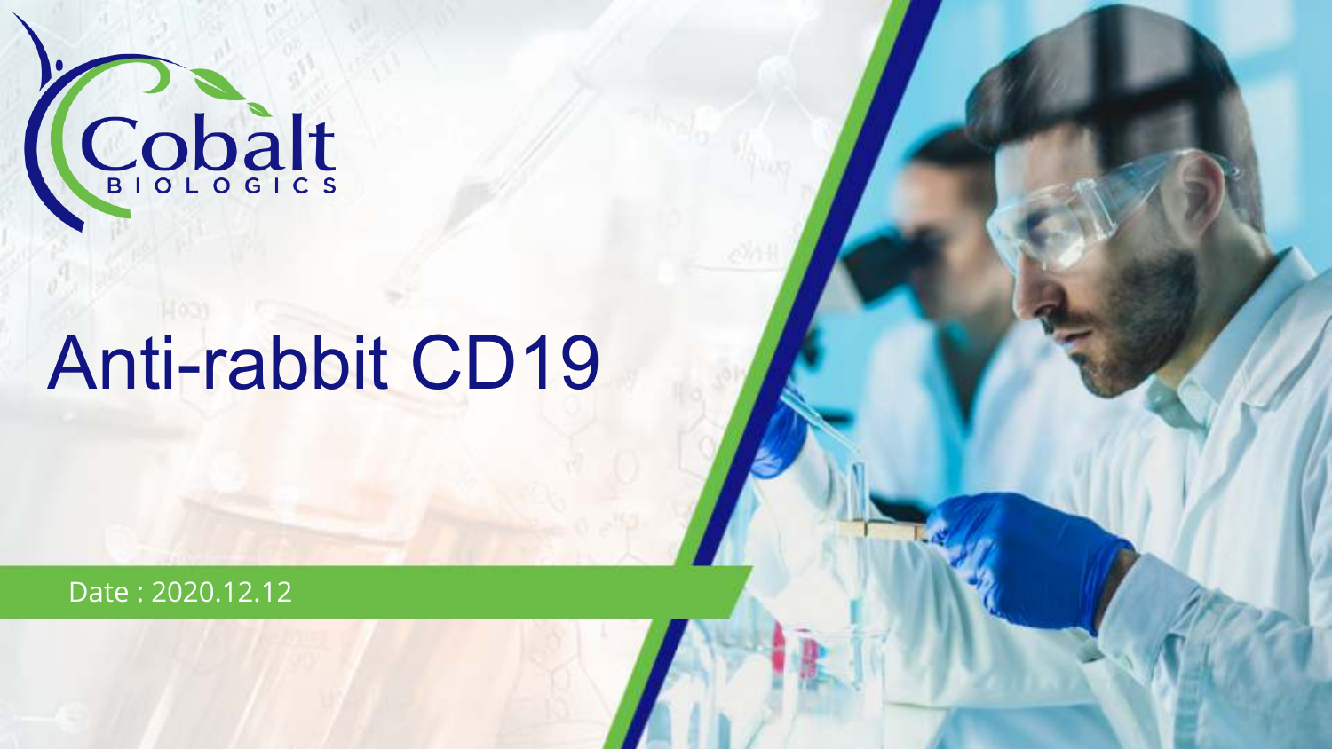Cobalt BIOLOGICS

# Anti-rabbit CD19

Date : 2020.12.12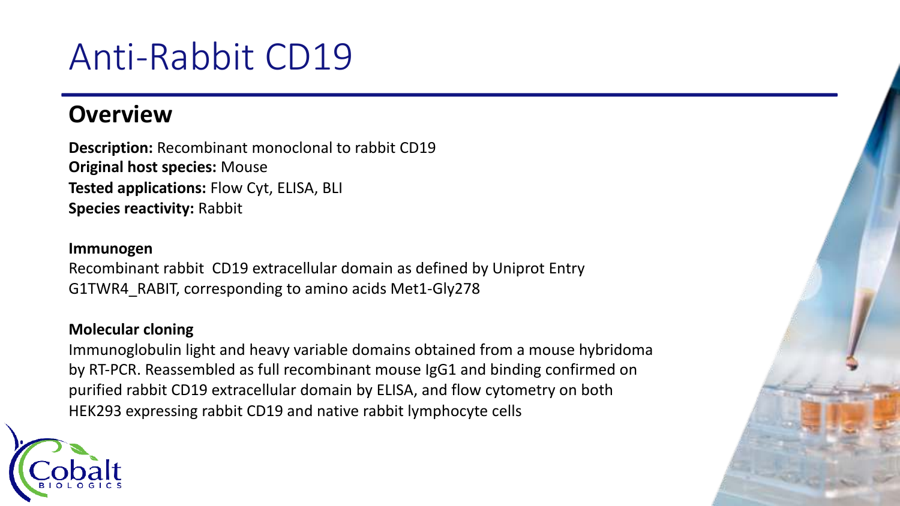# Anti-Rabbit CD19

## Overview

**Description:** Recombinant monoclonal to rabbit CD19
**Original host species:** Mouse
**Tested applications:** Flow Cyt, ELISA, BLI
**Species reactivity:** Rabbit

**Immunogen**

Recombinant rabbit CD19 extracellular domain as defined by Uniprot Entry G1TWR4_RABIT, corresponding to amino acids Met1-Gly278

**Molecular cloning**

Immunoglobulin light and heavy variable domains obtained from a mouse hybridoma by RT-PCR. Reassembled as full recombinant mouse IgG1 and binding confirmed on purified rabbit CD19 extracellular domain by ELISA, and flow cytometry on both HEK293 expressing rabbit CD19 and native rabbit lymphocyte cells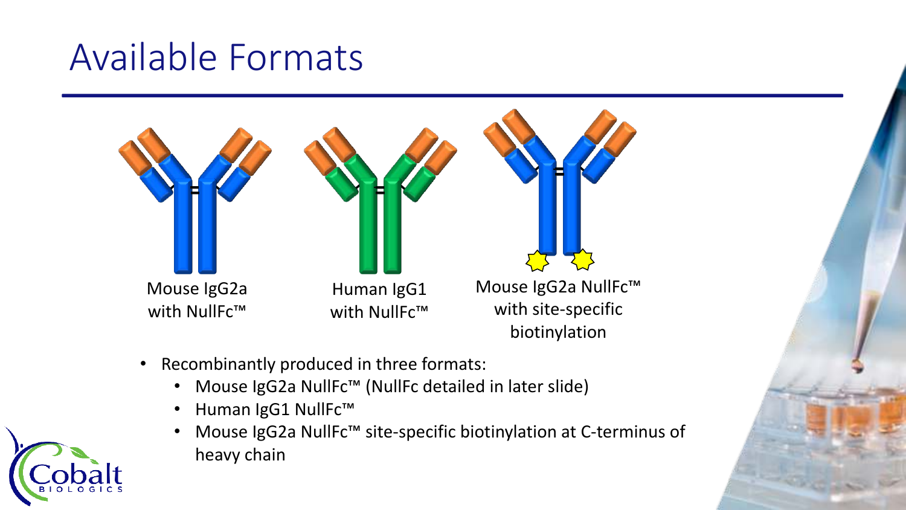# Available Formats

Mouse IgG2a with NullFc™

Human IgG1 with NullFc™

Mouse IgG2a NullFc™ with site-specific biotinylation

- Recombinantly produced in three formats:
  - Mouse IgG2a NullFc™ (NullFc detailed in later slide)
  - Human IgG1 NullFc™
  - Mouse IgG2a NullFc™ site-specific biotinylation at C-terminus of heavy chain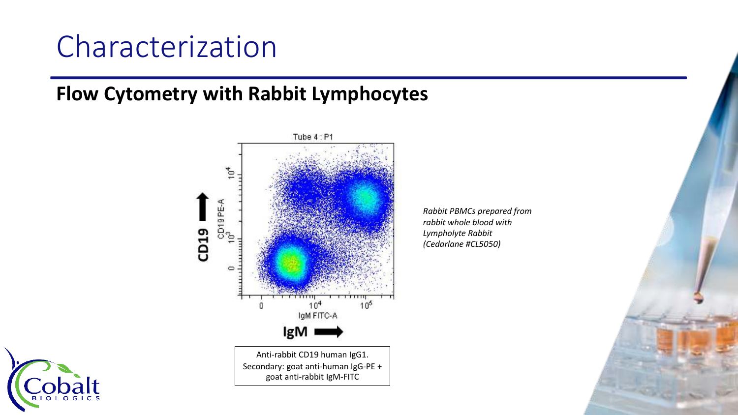# Characterization

## Flow Cytometry with Rabbit Lymphocytes

Anti-rabbit CD19 human IgG1.
Secondary: goat anti-human IgG-PE + goat anti-rabbit IgM-FITC

*Rabbit PBMCs prepared from rabbit whole blood with Lympholyte Rabbit (Cedarlane #CL5050)*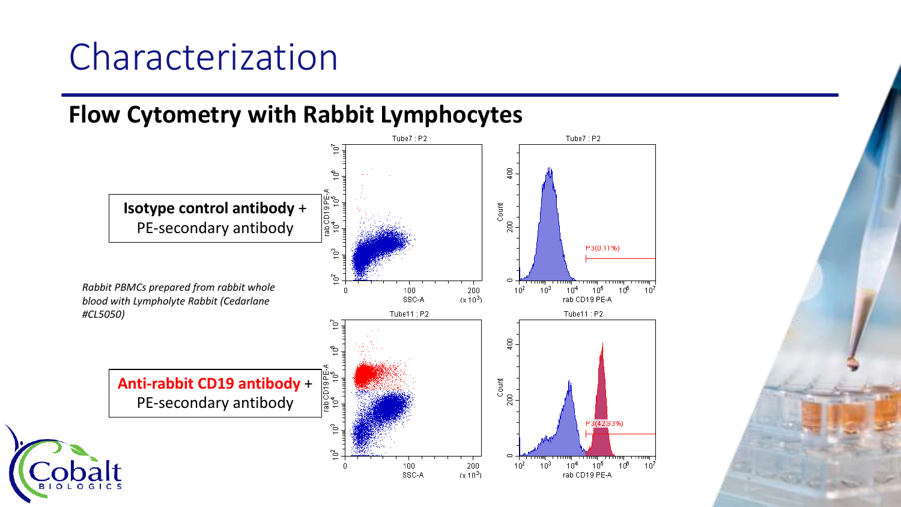# Characterization

## Flow Cytometry with Rabbit Lymphocytes

**Isotype control antibody** +
PE-secondary antibody

*Rabbit PBMCs prepared from rabbit whole blood with Lympholyte Rabbit (Cedarlane #CL5050)*

**Anti-rabbit CD19 antibody** +
PE-secondary antibody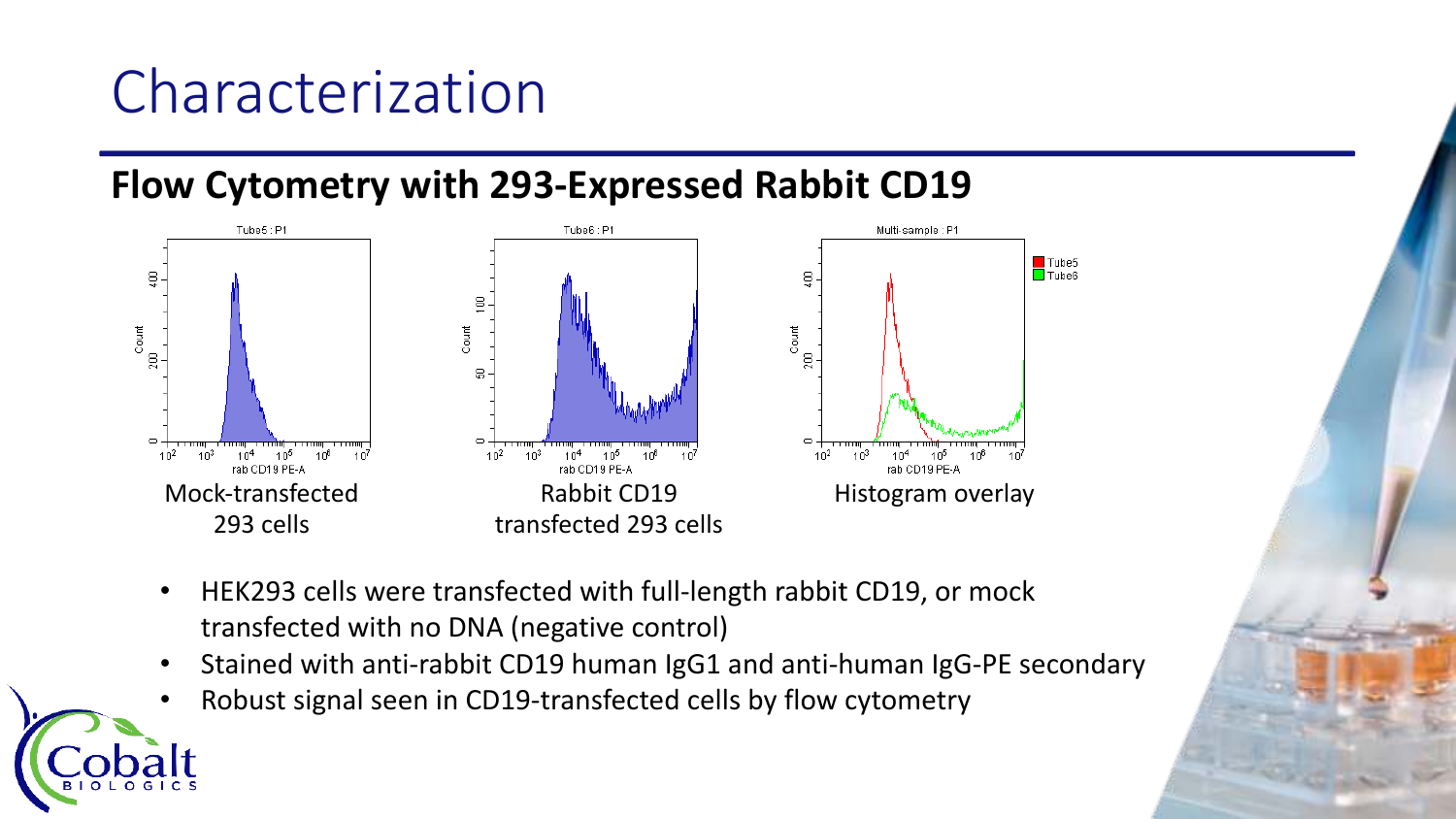# Characterization

## Flow Cytometry with 293-Expressed Rabbit CD19

Mock-transfected 293 cells

Rabbit CD19 transfected 293 cells

Histogram overlay

- HEK293 cells were transfected with full-length rabbit CD19, or mock transfected with no DNA (negative control)
- Stained with anti-rabbit CD19 human IgG1 and anti-human IgG-PE secondary
- Robust signal seen in CD19-transfected cells by flow cytometry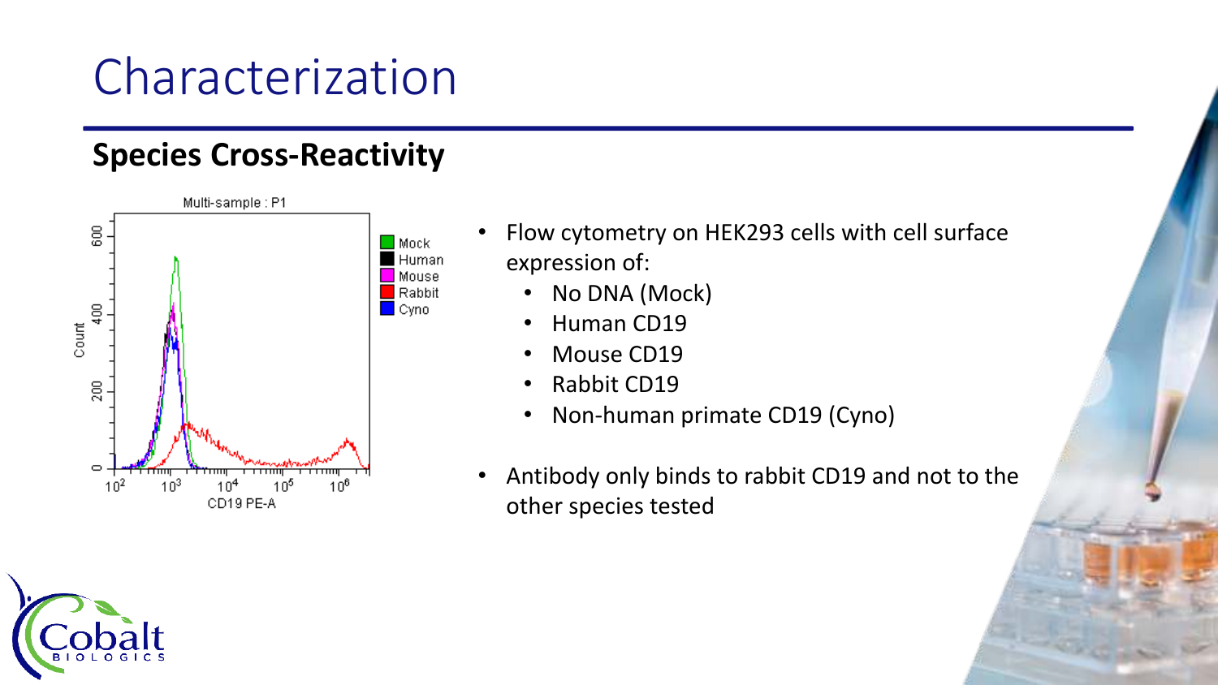# Characterization

## Species Cross-Reactivity

- Flow cytometry on HEK293 cells with cell surface expression of:
  - No DNA (Mock)
  - Human CD19
  - Mouse CD19
  - Rabbit CD19
  - Non-human primate CD19 (Cyno)
- Antibody only binds to rabbit CD19 and not to the other species tested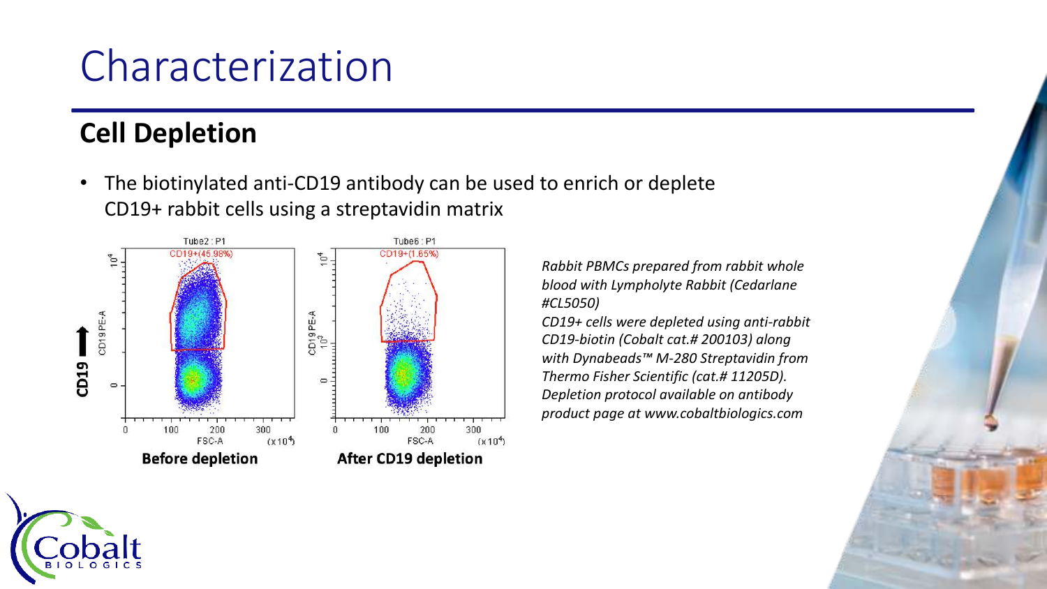# Characterization

## Cell Depletion

- The biotinylated anti-CD19 antibody can be used to enrich or deplete CD19+ rabbit cells using a streptavidin matrix

**Before depletion**

**After CD19 depletion**

*Rabbit PBMCs prepared from rabbit whole blood with Lympholyte Rabbit (Cedarlane #CL5050)*
*CD19+ cells were depleted using anti-rabbit CD19-biotin (Cobalt cat.# 200103) along with Dynabeads™ M-280 Streptavidin from Thermo Fisher Scientific (cat.# 11205D). Depletion protocol available on antibody product page at www.cobaltbiologics.com*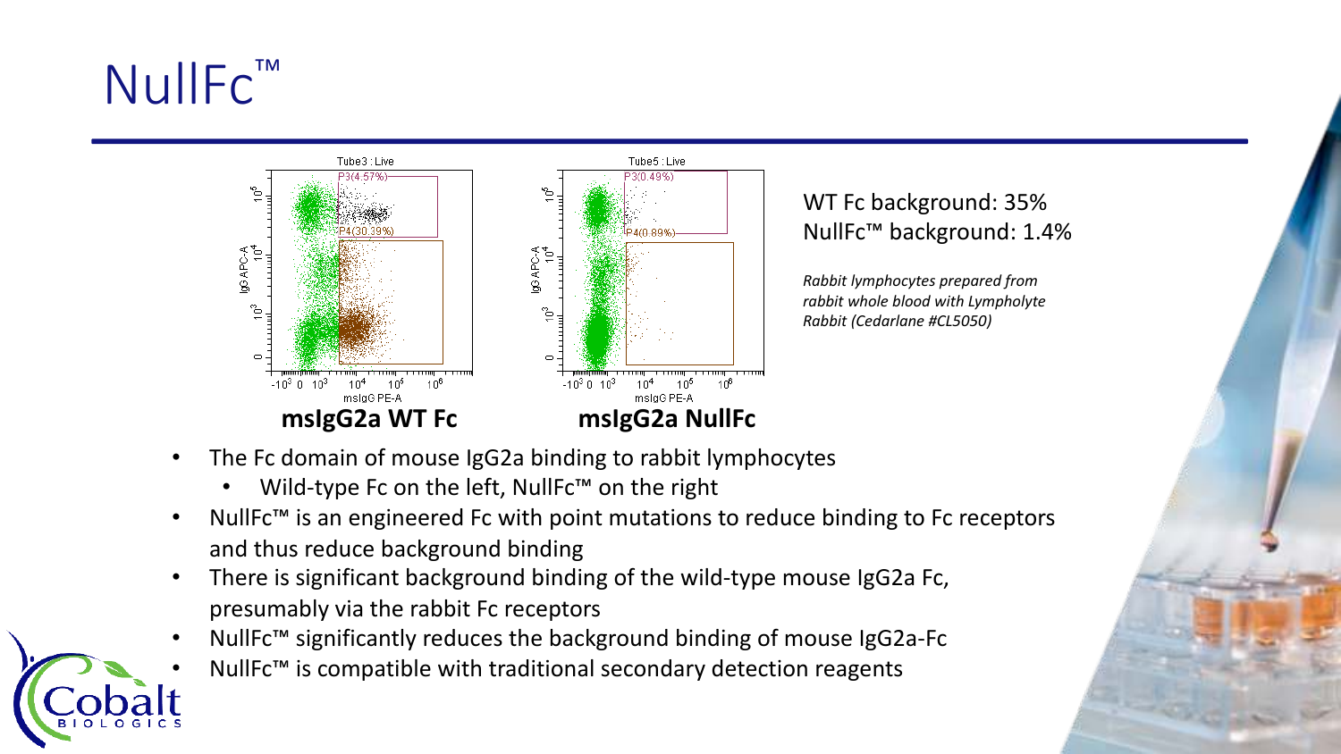# NullFc™

**msIgG2a WT Fc**

**msIgG2a NullFc**

WT Fc background: 35%
NullFc™ background: 1.4%

*Rabbit lymphocytes prepared from rabbit whole blood with Lympholyte Rabbit (Cedarlane #CL5050)*

- The Fc domain of mouse IgG2a binding to rabbit lymphocytes
  - Wild-type Fc on the left, NullFc™ on the right
- NullFc™ is an engineered Fc with point mutations to reduce binding to Fc receptors and thus reduce background binding
- There is significant background binding of the wild-type mouse IgG2a Fc, presumably via the rabbit Fc receptors
- NullFc™ significantly reduces the background binding of mouse IgG2a-Fc
- NullFc™ is compatible with traditional secondary detection reagents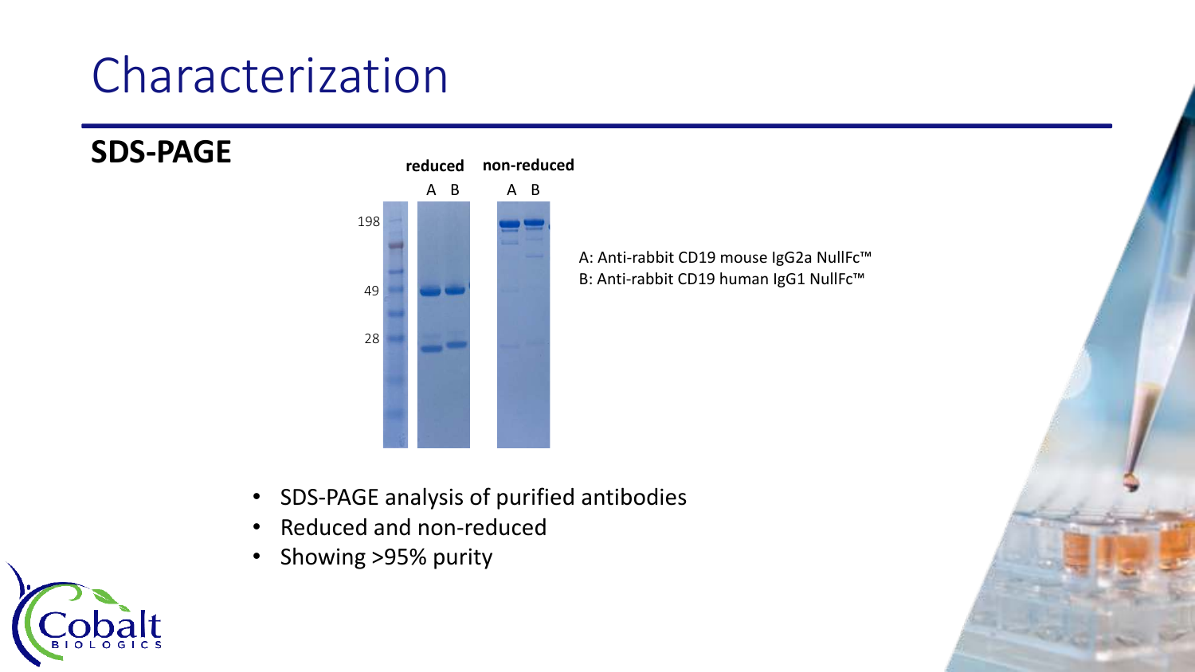# Characterization

## SDS-PAGE

reduced non-reduced

A B A B

198

49

28

A: Anti-rabbit CD19 mouse IgG2a NullFc™
B: Anti-rabbit CD19 human IgG1 NullFc™

- SDS-PAGE analysis of purified antibodies
- Reduced and non-reduced
- Showing >95% purity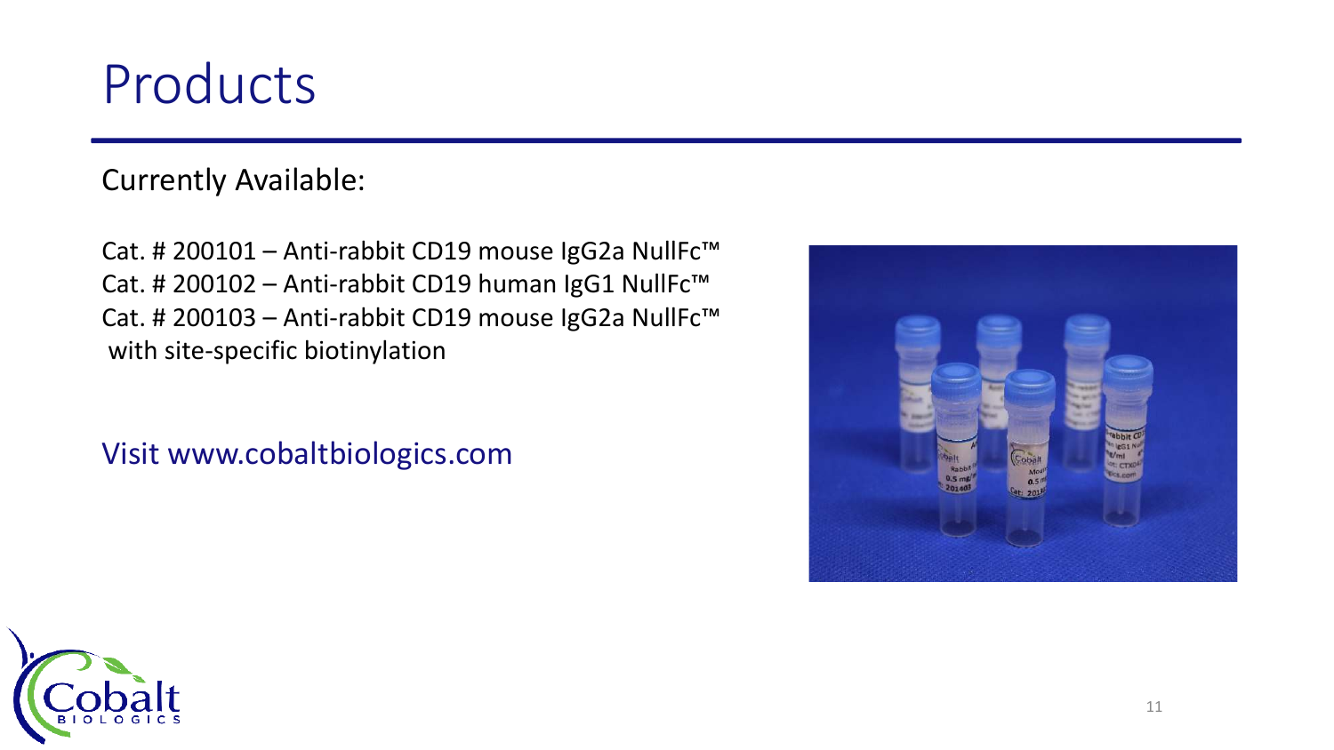# Products

Currently Available:

Cat. # 200101 – Anti-rabbit CD19 mouse IgG2a NullFc™
Cat. # 200102 – Anti-rabbit CD19 human IgG1 NullFc™
Cat. # 200103 – Anti-rabbit CD19 mouse IgG2a NullFc™ with site-specific biotinylation

Visit www.cobaltbiologics.com